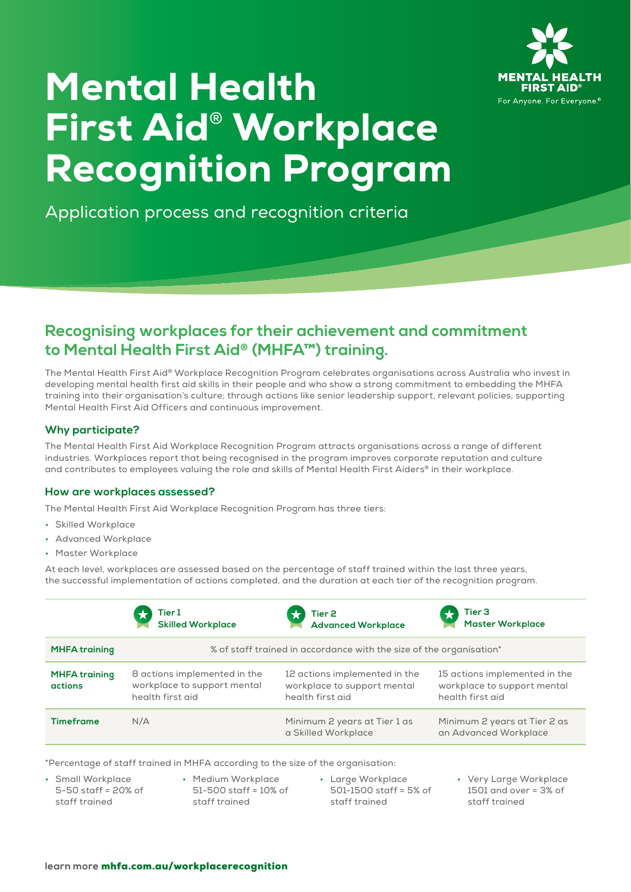# Mental Health First Aid® Workplace Recognition Program

Application process and recognition criteria

## Recognising workplaces for their achievement and commitment to Mental Health First Aid® (MHFA™) training.

The Mental Health First Aid® Workplace Recognition Program celebrates organisations across Australia who invest in developing mental health first aid skills in their people and who show a strong commitment to embedding the MHFA training into their organisation's culture; through actions like senior leadership support, relevant policies, supporting Mental Health First Aid Officers and continuous improvement.

### Why participate?

The Mental Health First Aid Workplace Recognition Program attracts organisations across a range of different industries. Workplaces report that being recognised in the program improves corporate reputation and culture and contributes to employees valuing the role and skills of Mental Health First Aiders® in their workplace.

### How are workplaces assessed?

The Mental Health First Aid Workplace Recognition Program has three tiers:

- Skilled Workplace
- Advanced Workplace
- Master Workplace

At each level, workplaces are assessed based on the percentage of staff trained within the last three years, the successful implementation of actions completed, and the duration at each tier of the recognition program.

| | Tier 1 Skilled Workplace | Tier 2 Advanced Workplace | Tier 3 Master Workplace |
|---|---|---|---|
| **MHFA training** | % of staff trained in accordance with the size of the organisation* | | |
| **MHFA training actions** | 8 actions implemented in the workplace to support mental health first aid | 12 actions implemented in the workplace to support mental health first aid | 15 actions implemented in the workplace to support mental health first aid |
| **Timeframe** | N/A | Minimum 2 years at Tier 1 as a Skilled Workplace | Minimum 2 years at Tier 2 as an Advanced Workplace |

*Percentage of staff trained in MHFA according to the size of the organisation:

- Small Workplace 5-50 staff = 20% of staff trained
- Medium Workplace 51-500 staff = 10% of staff trained
- Large Workplace 501-1500 staff = 5% of staff trained
- Very Large Workplace 1501 and over = 3% of staff trained

learn more mhfa.com.au/workplacerecognition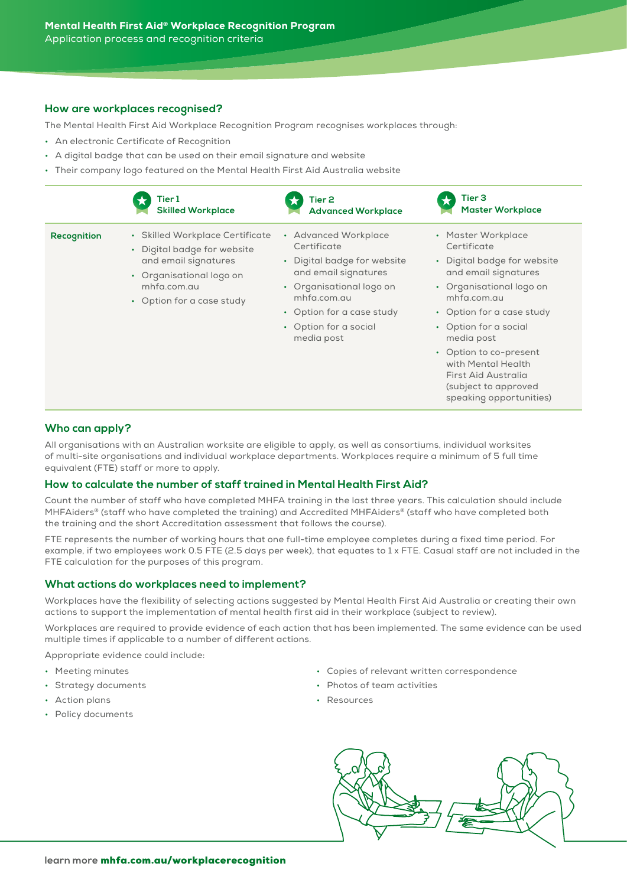## How are workplaces recognised?

The Mental Health First Aid Workplace Recognition Program recognises workplaces through:

- An electronic Certificate of Recognition
- A digital badge that can be used on their email signature and website
- Their company logo featured on the Mental Health First Aid Australia website

| | Tier 1 Skilled Workplace | Tier 2 Advanced Workplace | Tier 3 Master Workplace |
|---|---|---|---|
| **Recognition** | • Skilled Workplace Certificate<br>• Digital badge for website and email signatures<br>• Organisational logo on mhfa.com.au<br>• Option for a case study | • Advanced Workplace Certificate<br>• Digital badge for website and email signatures<br>• Organisational logo on mhfa.com.au<br>• Option for a case study<br>• Option for a social media post | • Master Workplace Certificate<br>• Digital badge for website and email signatures<br>• Organisational logo on mhfa.com.au<br>• Option for a case study<br>• Option for a social media post<br>• Option to co-present with Mental Health First Aid Australia (subject to approved speaking opportunities) |

## Who can apply?

All organisations with an Australian worksite are eligible to apply, as well as consortiums, individual worksites of multi-site organisations and individual workplace departments. Workplaces require a minimum of 5 full time equivalent (FTE) staff or more to apply.

## How to calculate the number of staff trained in Mental Health First Aid?

Count the number of staff who have completed MHFA training in the last three years. This calculation should include MHFAiders® (staff who have completed the training) and Accredited MHFAiders® (staff who have completed both the training and the short Accreditation assessment that follows the course).

FTE represents the number of working hours that one full-time employee completes during a fixed time period. For example, if two employees work 0.5 FTE (2.5 days per week), that equates to 1 x FTE. Casual staff are not included in the FTE calculation for the purposes of this program.

## What actions do workplaces need to implement?

Workplaces have the flexibility of selecting actions suggested by Mental Health First Aid Australia or creating their own actions to support the implementation of mental health first aid in their workplace (subject to review).

Workplaces are required to provide evidence of each action that has been implemented. The same evidence can be used multiple times if applicable to a number of different actions.

Appropriate evidence could include:

- Meeting minutes
- Strategy documents
- Action plans
- Policy documents
- Copies of relevant written correspondence
- Photos of team activities
- Resources

learn more **mhfa.com.au/workplacerecognition**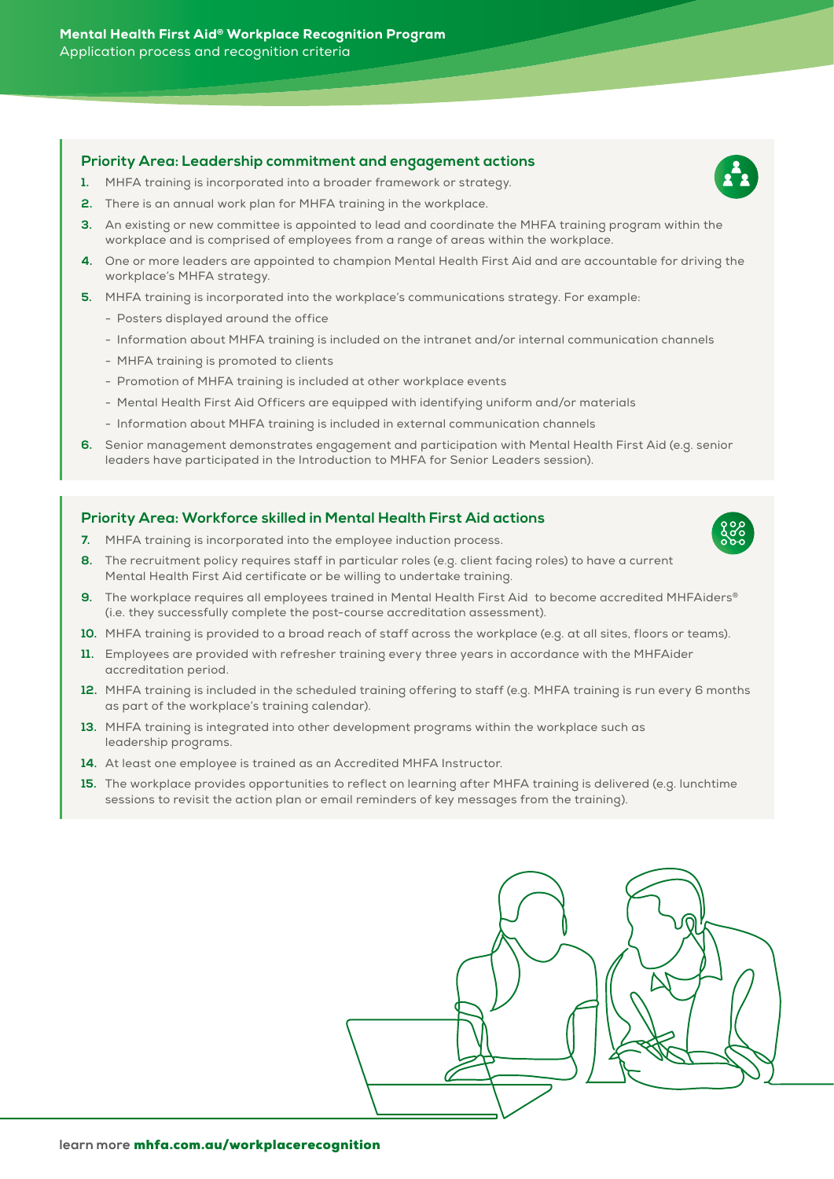## Priority Area: Leadership commitment and engagement actions

1. MHFA training is incorporated into a broader framework or strategy.
2. There is an annual work plan for MHFA training in the workplace.
3. An existing or new committee is appointed to lead and coordinate the MHFA training program within the workplace and is comprised of employees from a range of areas within the workplace.
4. One or more leaders are appointed to champion Mental Health First Aid and are accountable for driving the workplace's MHFA strategy.
5. MHFA training is incorporated into the workplace's communications strategy. For example:
   - Posters displayed around the office
   - Information about MHFA training is included on the intranet and/or internal communication channels
   - MHFA training is promoted to clients
   - Promotion of MHFA training is included at other workplace events
   - Mental Health First Aid Officers are equipped with identifying uniform and/or materials
   - Information about MHFA training is included in external communication channels
6. Senior management demonstrates engagement and participation with Mental Health First Aid (e.g. senior leaders have participated in the Introduction to MHFA for Senior Leaders session).

## Priority Area: Workforce skilled in Mental Health First Aid actions

7. MHFA training is incorporated into the employee induction process.
8. The recruitment policy requires staff in particular roles (e.g. client facing roles) to have a current Mental Health First Aid certificate or be willing to undertake training.
9. The workplace requires all employees trained in Mental Health First Aid to become accredited MHFAiders® (i.e. they successfully complete the post-course accreditation assessment).
10. MHFA training is provided to a broad reach of staff across the workplace (e.g. at all sites, floors or teams).
11. Employees are provided with refresher training every three years in accordance with the MHFAider accreditation period.
12. MHFA training is included in the scheduled training offering to staff (e.g. MHFA training is run every 6 months as part of the workplace's training calendar).
13. MHFA training is integrated into other development programs within the workplace such as leadership programs.
14. At least one employee is trained as an Accredited MHFA Instructor.
15. The workplace provides opportunities to reflect on learning after MHFA training is delivered (e.g. lunchtime sessions to revisit the action plan or email reminders of key messages from the training).

learn more **mhfa.com.au/workplacerecognition**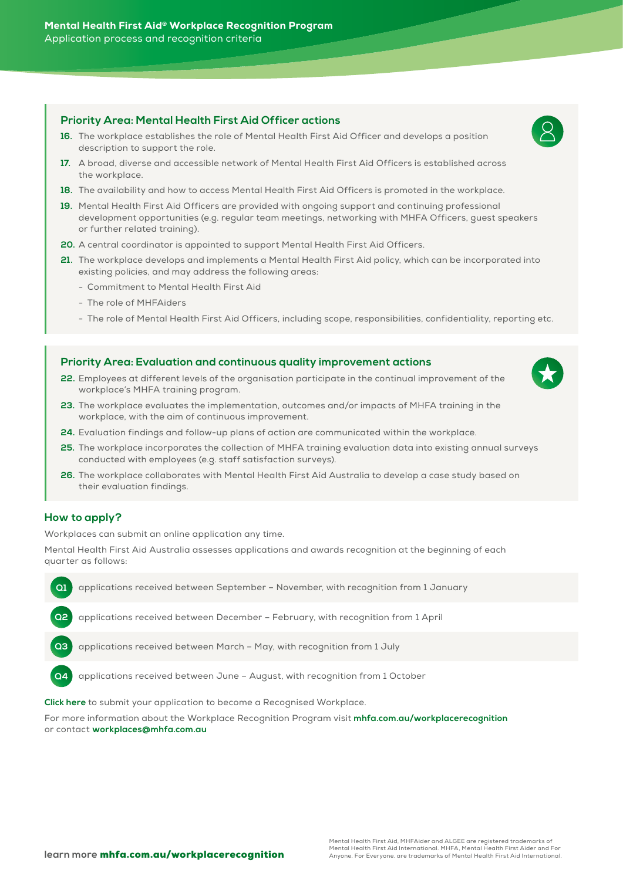### Priority Area: Mental Health First Aid Officer actions

16. The workplace establishes the role of Mental Health First Aid Officer and develops a position description to support the role.
17. A broad, diverse and accessible network of Mental Health First Aid Officers is established across the workplace.
18. The availability and how to access Mental Health First Aid Officers is promoted in the workplace.
19. Mental Health First Aid Officers are provided with ongoing support and continuing professional development opportunities (e.g. regular team meetings, networking with MHFA Officers, guest speakers or further related training).
20. A central coordinator is appointed to support Mental Health First Aid Officers.
21. The workplace develops and implements a Mental Health First Aid policy, which can be incorporated into existing policies, and may address the following areas:
    - Commitment to Mental Health First Aid
    - The role of MHFAiders
    - The role of Mental Health First Aid Officers, including scope, responsibilities, confidentiality, reporting etc.

### Priority Area: Evaluation and continuous quality improvement actions

22. Employees at different levels of the organisation participate in the continual improvement of the workplace's MHFA training program.
23. The workplace evaluates the implementation, outcomes and/or impacts of MHFA training in the workplace, with the aim of continuous improvement.
24. Evaluation findings and follow-up plans of action are communicated within the workplace.
25. The workplace incorporates the collection of MHFA training evaluation data into existing annual surveys conducted with employees (e.g. staff satisfaction surveys).
26. The workplace collaborates with Mental Health First Aid Australia to develop a case study based on their evaluation findings.

## How to apply?

Workplaces can submit an online application any time.

Mental Health First Aid Australia assesses applications and awards recognition at the beginning of each quarter as follows:

- **Q1** applications received between September – November, with recognition from 1 January
- **Q2** applications received between December – February, with recognition from 1 April
- **Q3** applications received between March – May, with recognition from 1 July
- **Q4** applications received between June – August, with recognition from 1 October

**Click here** to submit your application to become a Recognised Workplace.

For more information about the Workplace Recognition Program visit **mhfa.com.au/workplacerecognition** or contact **workplaces@mhfa.com.au**

learn more **mhfa.com.au/workplacerecognition**

Mental Health First Aid, MHFAider and ALGEE are registered trademarks of Mental Health First Aid International. MHFA, Mental Health First Aider and For Anyone. For Everyone. are trademarks of Mental Health First Aid International.